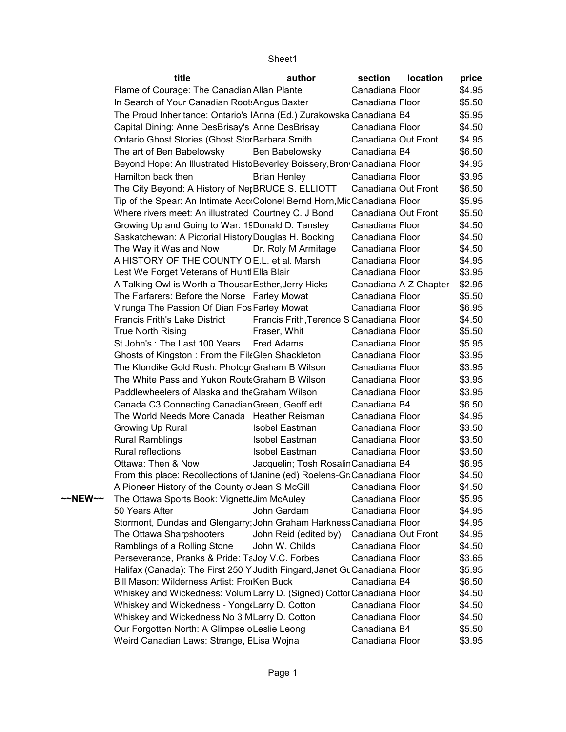| | title | author | section | location | price |
|---|---|---|---|---|---|
| | Flame of Courage: The Canadian | Allan Plante | Canadiana | Floor | $4.95 |
| | In Search of Your Canadian Roots | Angus Baxter | Canadiana | Floor | $5.50 |
| | The Proud Inheritance: Ontario's I | Anna (Ed.) Zurakowska | Canadiana | B4 | $5.95 |
| | Capital Dining: Anne DesBrisay's | Anne DesBrisay | Canadiana | Floor | $4.50 |
| | Ontario Ghost Stories (Ghost Stor | Barbara Smith | Canadiana | Out Front | $4.95 |
| | The art of Ben Babelowsky | Ben Babelowsky | Canadiana | B4 | $6.50 |
| | Beyond Hope: An Illustrated Histo | Beverley Boissery,Bron | Canadiana | Floor | $4.95 |
| | Hamilton back then | Brian Henley | Canadiana | Floor | $3.95 |
| | The City Beyond: A History of Ne | BRUCE S. ELLIOTT | Canadiana | Out Front | $6.50 |
| | Tip of the Spear: An Intimate Acc | Colonel Bernd Horn,Mic | Canadiana | Floor | $5.95 |
| | Where rivers meet: An illustrated | Courtney C. J Bond | Canadiana | Out Front | $5.50 |
| | Growing Up and Going to War: 19 | Donald D. Tansley | Canadiana | Floor | $4.50 |
| | Saskatchewan: A Pictorial History | Douglas H. Bocking | Canadiana | Floor | $4.50 |
| | The Way it Was and Now | Dr. Roly M Armitage | Canadiana | Floor | $4.50 |
| | A HISTORY OF THE COUNTY O | E.L. et al. Marsh | Canadiana | Floor | $4.95 |
| | Lest We Forget Veterans of Huntl | Ella Blair | Canadiana | Floor | $3.95 |
| | A Talking Owl is Worth a Thousar | Esther,Jerry Hicks | Canadiana | A-Z Chapter | $2.95 |
| | The Farfarers: Before the Norse | Farley Mowat | Canadiana | Floor | $5.50 |
| | Virunga The Passion Of Dian Fos | Farley Mowat | Canadiana | Floor | $6.95 |
| | Francis Frith's Lake District | Francis Frith,Terence S | Canadiana | Floor | $4.50 |
| | True North Rising | Fraser, Whit | Canadiana | Floor | $5.50 |
| | St John's : The Last 100 Years | Fred Adams | Canadiana | Floor | $5.95 |
| | Ghosts of Kingston : From the File | Glen Shackleton | Canadiana | Floor | $3.95 |
| | The Klondike Gold Rush: Photogr | Graham B Wilson | Canadiana | Floor | $3.95 |
| | The White Pass and Yukon Route | Graham B Wilson | Canadiana | Floor | $3.95 |
| | Paddlewheelers of Alaska and the | Graham Wilson | Canadiana | Floor | $3.95 |
| | Canada C3 Connecting Canadian | Green, Geoff edt | Canadiana | B4 | $6.50 |
| | The World Needs More Canada | Heather Reisman | Canadiana | Floor | $4.95 |
| | Growing Up Rural | Isobel Eastman | Canadiana | Floor | $3.50 |
| | Rural Ramblings | Isobel Eastman | Canadiana | Floor | $3.50 |
| | Rural reflections | Isobel Eastman | Canadiana | Floor | $3.50 |
| | Ottawa: Then & Now | Jacquelin; Tosh Rosalin | Canadiana | B4 | $6.95 |
| | From this place: Recollections of t | Janine (ed) Roelens-Gr | Canadiana | Floor | $4.50 |
| | A Pioneer History of the County o | Jean S McGill | Canadiana | Floor | $4.50 |
| ~~NEW~~ | The Ottawa Sports Book: Vignette | Jim McAuley | Canadiana | Floor | $5.95 |
| | 50 Years After | John Gardam | Canadiana | Floor | $4.95 |
| | Stormont, Dundas and Glengarry; | John Graham Harkness | Canadiana | Floor | $4.95 |
| | The Ottawa Sharpshooters | John Reid (edited by) | Canadiana | Out Front | $4.95 |
| | Ramblings of a Rolling Stone | John W. Childs | Canadiana | Floor | $4.50 |
| | Perseverance, Pranks & Pride: Ta | Joy V.C. Forbes | Canadiana | Floor | $3.65 |
| | Halifax (Canada): The First 250 Y | Judith Fingard,Janet Gu | Canadiana | Floor | $5.95 |
| | Bill Mason: Wilderness Artist: Fro | Ken Buck | Canadiana | B4 | $6.50 |
| | Whiskey and Wickedness: Volum | Larry D. (Signed) Cottor | Canadiana | Floor | $4.50 |
| | Whiskey and Wickedness - Yonge | Larry D. Cotton | Canadiana | Floor | $4.50 |
| | Whiskey and Wickedness No 3 M | Larry D. Cotton | Canadiana | Floor | $4.50 |
| | Our Forgotten North: A Glimpse o | Leslie Leong | Canadiana | B4 | $5.50 |
| | Weird Canadian Laws: Strange, B | Lisa Wojna | Canadiana | Floor | $3.95 |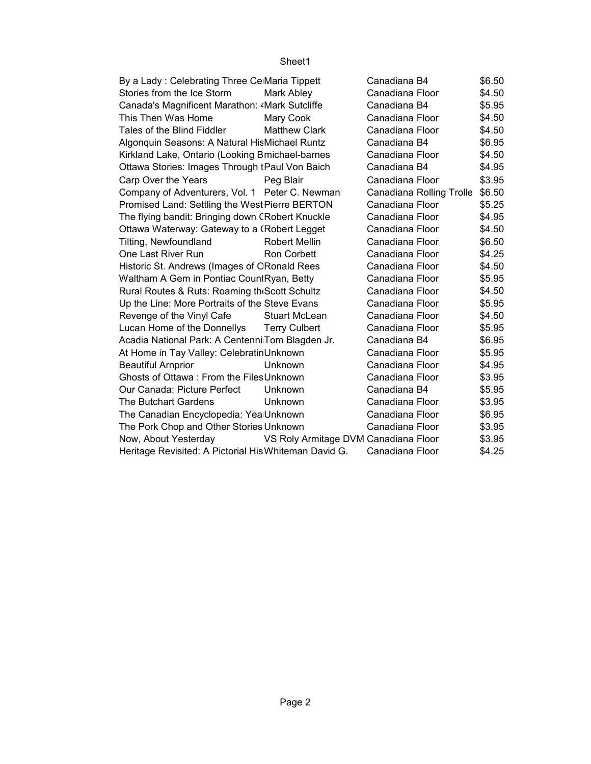| | | | |
|---|---|---|---|
| By a Lady : Celebrating Three Ce | Maria Tippett | Canadiana B4 | $6.50 |
| Stories from the Ice Storm | Mark Abley | Canadiana Floor | $4.50 |
| Canada's Magnificent Marathon: 4 | Mark Sutcliffe | Canadiana B4 | $5.95 |
| This Then Was Home | Mary Cook | Canadiana Floor | $4.50 |
| Tales of the Blind Fiddler | Matthew Clark | Canadiana Floor | $4.50 |
| Algonquin Seasons: A Natural His | Michael Runtz | Canadiana B4 | $6.95 |
| Kirkland Lake, Ontario (Looking B | michael-barnes | Canadiana Floor | $4.50 |
| Ottawa Stories: Images Through t | Paul Von Baich | Canadiana B4 | $4.95 |
| Carp Over the Years | Peg Blair | Canadiana Floor | $3.95 |
| Company of Adventurers, Vol. 1 | Peter C. Newman | Canadiana Rolling Trolle | $6.50 |
| Promised Land: Settling the West | Pierre BERTON | Canadiana Floor | $5.25 |
| The flying bandit: Bringing down C | Robert Knuckle | Canadiana Floor | $4.95 |
| Ottawa Waterway: Gateway to a ( | Robert Legget | Canadiana Floor | $4.50 |
| Tilting, Newfoundland | Robert Mellin | Canadiana Floor | $6.50 |
| One Last River Run | Ron Corbett | Canadiana Floor | $4.25 |
| Historic St. Andrews (Images of O | Ronald Rees | Canadiana Floor | $4.50 |
| Waltham A Gem in Pontiac Count | Ryan, Betty | Canadiana Floor | $5.95 |
| Rural Routes & Ruts: Roaming th | Scott Schultz | Canadiana Floor | $4.50 |
| Up the Line: More Portraits of the | Steve Evans | Canadiana Floor | $5.95 |
| Revenge of the Vinyl Cafe | Stuart McLean | Canadiana Floor | $4.50 |
| Lucan Home of the Donnellys | Terry Culbert | Canadiana Floor | $5.95 |
| Acadia National Park: A Centenni | Tom Blagden Jr. | Canadiana B4 | $6.95 |
| At Home in Tay Valley: Celebratin | Unknown | Canadiana Floor | $5.95 |
| Beautiful Arnprior | Unknown | Canadiana Floor | $4.95 |
| Ghosts of Ottawa : From the Files | Unknown | Canadiana Floor | $3.95 |
| Our Canada: Picture Perfect | Unknown | Canadiana B4 | $5.95 |
| The Butchart Gardens | Unknown | Canadiana Floor | $3.95 |
| The Canadian Encyclopedia: Yea | Unknown | Canadiana Floor | $6.95 |
| The Pork Chop and Other Stories | Unknown | Canadiana Floor | $3.95 |
| Now, About Yesterday | VS Roly Armitage DVM | Canadiana Floor | $3.95 |
| Heritage Revisited: A Pictorial His | Whiteman David G. | Canadiana Floor | $4.25 |